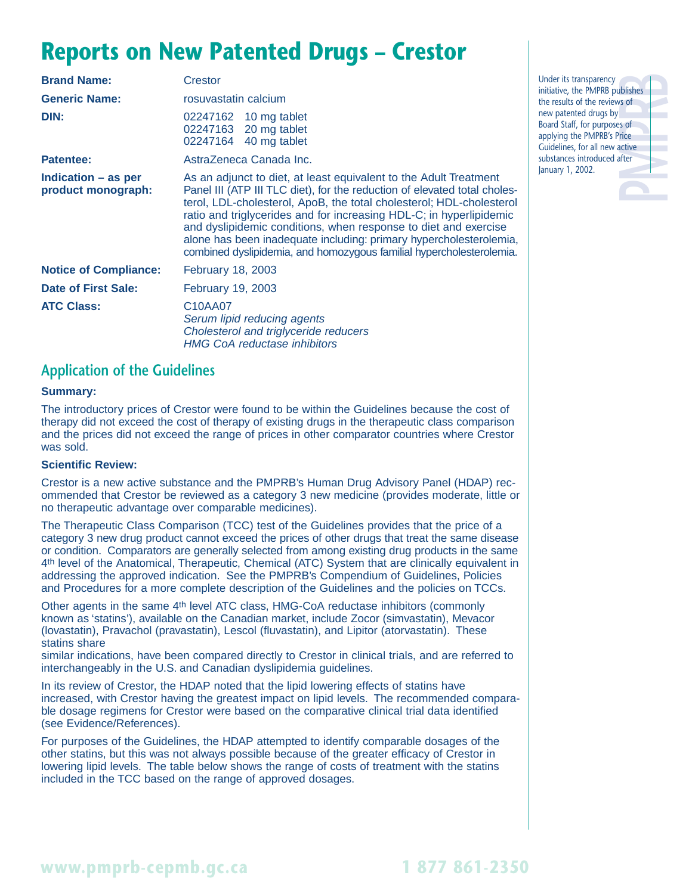# Reports on New Patented Drugs – Crestor

| | |
|---|---|
| **Brand Name:** | Crestor |
| **Generic Name:** | rosuvastatin calcium |
| **DIN:** | 02247162 10 mg tablet<br>02247163 20 mg tablet<br>02247164 40 mg tablet |
| **Patentee:** | AstraZeneca Canada Inc. |
| **Indication – as per product monograph:** | As an adjunct to diet, at least equivalent to the Adult Treatment Panel III (ATP III TLC diet), for the reduction of elevated total cholesterol, LDL-cholesterol, ApoB, the total cholesterol; HDL-cholesterol ratio and triglycerides and for increasing HDL-C; in hyperlipidemic and dyslipidemic conditions, when response to diet and exercise alone has been inadequate including: primary hypercholesterolemia, combined dyslipidemia, and homozygous familial hypercholesterolemia. |
| **Notice of Compliance:** | February 18, 2003 |
| **Date of First Sale:** | February 19, 2003 |
| **ATC Class:** | C10AA07<br>*Serum lipid reducing agents*<br>*Cholesterol and triglyceride reducers*<br>*HMG CoA reductase inhibitors* |

Under its transparency initiative, the PMPRB publishes the results of the reviews of new patented drugs by Board Staff, for purposes of applying the PMPRB's Price Guidelines, for all new active substances introduced after January 1, 2002.

## Application of the Guidelines

### Summary:

The introductory prices of Crestor were found to be within the Guidelines because the cost of therapy did not exceed the cost of therapy of existing drugs in the therapeutic class comparison and the prices did not exceed the range of prices in other comparator countries where Crestor was sold.

### Scientific Review:

Crestor is a new active substance and the PMPRB's Human Drug Advisory Panel (HDAP) recommended that Crestor be reviewed as a category 3 new medicine (provides moderate, little or no therapeutic advantage over comparable medicines).

The Therapeutic Class Comparison (TCC) test of the Guidelines provides that the price of a category 3 new drug product cannot exceed the prices of other drugs that treat the same disease or condition. Comparators are generally selected from among existing drug products in the same 4th level of the Anatomical, Therapeutic, Chemical (ATC) System that are clinically equivalent in addressing the approved indication. See the PMPRB's Compendium of Guidelines, Policies and Procedures for a more complete description of the Guidelines and the policies on TCCs.

Other agents in the same 4th level ATC class, HMG-CoA reductase inhibitors (commonly known as 'statins'), available on the Canadian market, include Zocor (simvastatin), Mevacor (lovastatin), Pravachol (pravastatin), Lescol (fluvastatin), and Lipitor (atorvastatin). These statins share similar indications, have been compared directly to Crestor in clinical trials, and are referred to interchangeably in the U.S. and Canadian dyslipidemia guidelines.

In its review of Crestor, the HDAP noted that the lipid lowering effects of statins have increased, with Crestor having the greatest impact on lipid levels. The recommended comparable dosage regimens for Crestor were based on the comparative clinical trial data identified (see Evidence/References).

For purposes of the Guidelines, the HDAP attempted to identify comparable dosages of the other statins, but this was not always possible because of the greater efficacy of Crestor in lowering lipid levels. The table below shows the range of costs of treatment with the statins included in the TCC based on the range of approved dosages.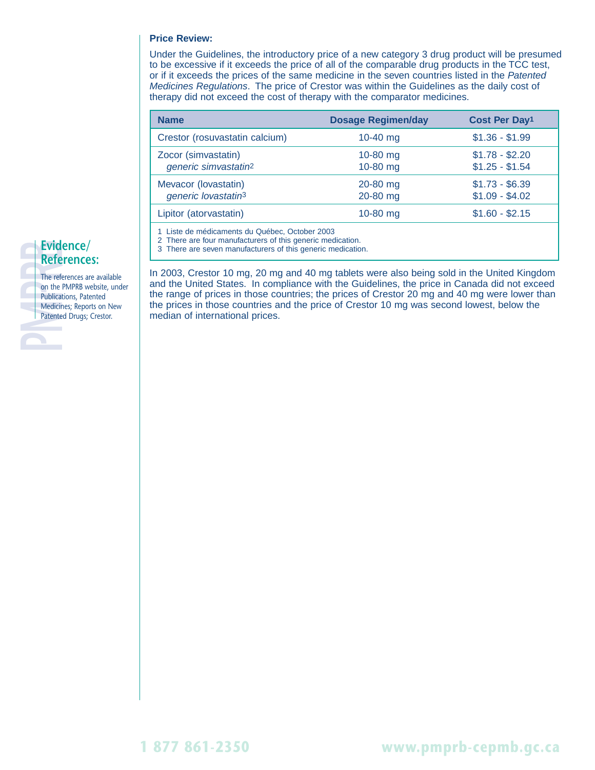**Price Review:**

Under the Guidelines, the introductory price of a new category 3 drug product will be presumed to be excessive if it exceeds the price of all of the comparable drug products in the TCC test, or if it exceeds the prices of the same medicine in the seven countries listed in the *Patented Medicines Regulations*. The price of Crestor was within the Guidelines as the daily cost of therapy did not exceed the cost of therapy with the comparator medicines.

| Name | Dosage Regimen/day | Cost Per Day[1] |
|---|---|---|
| Crestor (rosuvastatin calcium) | 10-40 mg | \$1.36 - \$1.99 |
| Zocor (simvastatin) | 10-80 mg | \$1.78 - \$2.20 |
| *generic simvastatin*[2] | 10-80 mg | \$1.25 - \$1.54 |
| Mevacor (lovastatin) | 20-80 mg | \$1.73 - \$6.39 |
| *generic lovastatin*[3] | 20-80 mg | \$1.09 - \$4.02 |
| Lipitor (atorvastatin) | 10-80 mg | \$1.60 - \$2.15 |

1 Liste de médicaments du Québec, October 2003
2 There are four manufacturers of this generic medication.
3 There are seven manufacturers of this generic medication.

In 2003, Crestor 10 mg, 20 mg and 40 mg tablets were also being sold in the United Kingdom and the United States. In compliance with the Guidelines, the price in Canada did not exceed the range of prices in those countries; the prices of Crestor 20 mg and 40 mg were lower than the prices in those countries and the price of Crestor 10 mg was second lowest, below the median of international prices.

## Evidence/ References:

The references are available on the PMPRB website, under Publications, Patented Medicines; Reports on New Patented Drugs; Crestor.